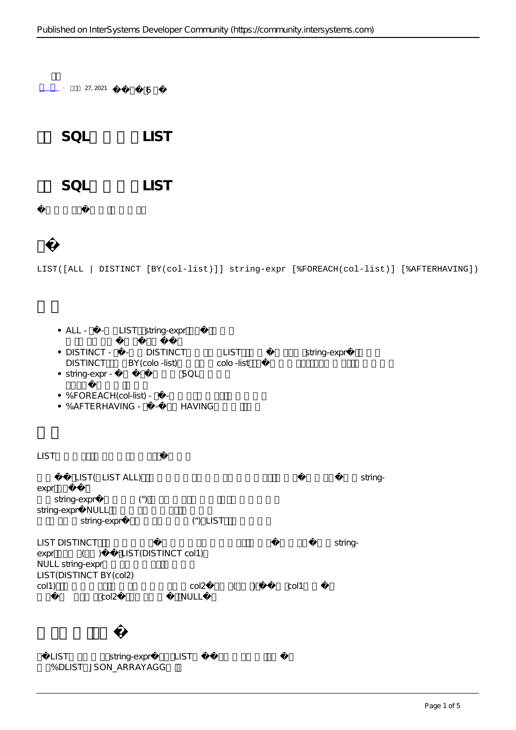□□
□ □ · □□ 27, 2021 �� �6 □�

# □ SQL□□□□LIST

## □ SQL□□□□LIST

�□□□□□�□□□□□□

## □�

```
LIST([ALL | DISTINCT [BY(col-list)]] string-expr [%FOREACH(col-list)] [%AFTERHAVING])
```

## □□

- ALL - □�-□LIST□string-expr□□�□□□
  □□□□□□□�□□�□□
- DISTINCT - □�-□DISTINCT□□□LIST□□□�□□□□string-expr�□□□
  DISTINCT□□BY(colo -list)□□□□colo -list□□�□□□□□□□□□□□□□□
- string-expr - �□�□□□□SQL□□□□
  □□□�□□□□□
- %FOREACH(col-list) - □�-□□□□□□□□□
- %AFTERHAVING - □�-□HAVING□□□□□□

## □□

LIST□□□□□□□□□□□□�□□□

□□�□LIST(□LIST ALL)□□□□□□□□□□□□□□□□□□□□□□�□□□□�□□string-expr□□�□
□□string-expr�□□□□('')□□□□□□□□□□□□□□
string-expr�NULL□□□□□□□□□□□
□□□□□string-expr�□□□□□□□('')□LIST□□□□□

LIST DISTINCT□□□□□□�□□□□□□□□□□□□□□□□�□□□□□string-expr□□□(□□)□�□LIST(DISTINCT col1)□
NULL string-expr□□□□□□□□□□□
LIST(DISTINCT BY(col2) col1)□□□□□□□□□□□□□□□□col2□□□(□□)□�□col1□□�□
□□�□□□□□col2□□□□□�□NULL�□

## □□□□□□□�

□�LIST□□□□□string-expr�□□LIST□��□□□□□□□□□�
□□%DLIST□JSON_ARRAYAGG□□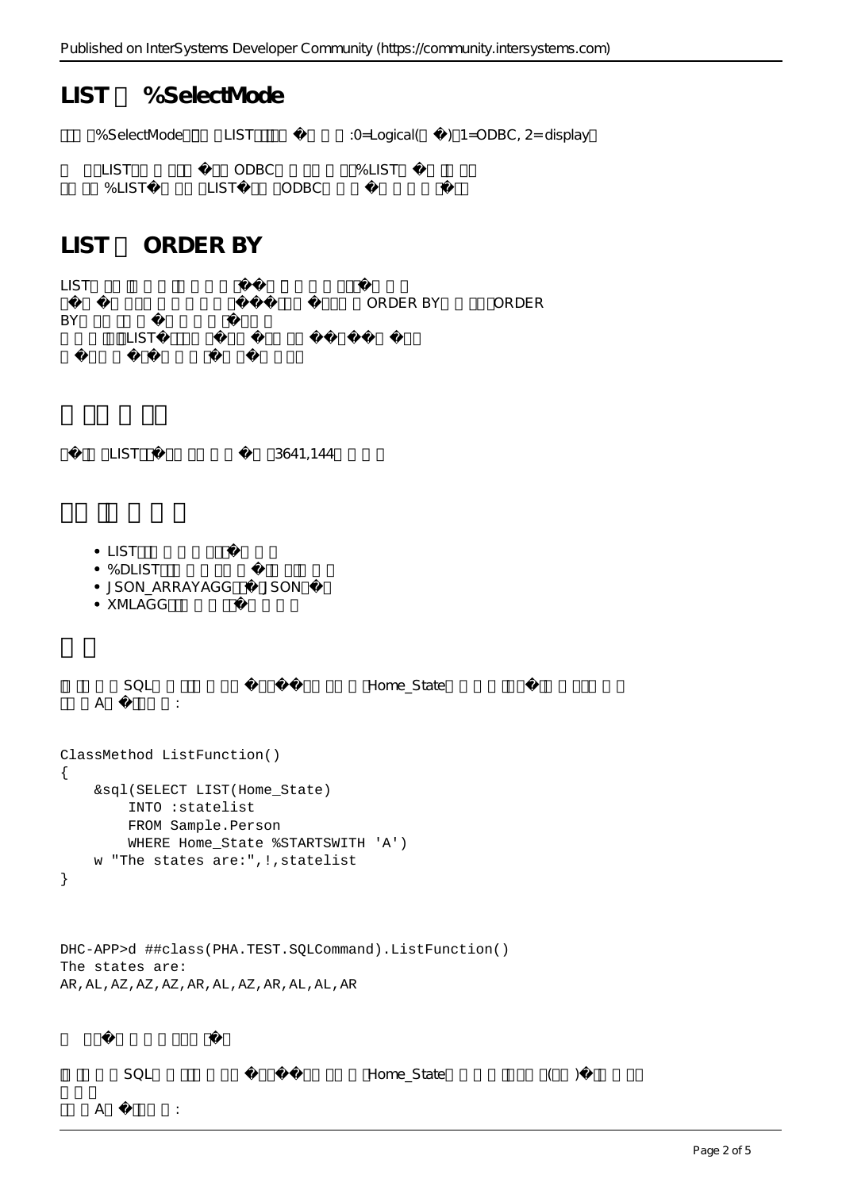## LIST □ %SelectMode

□□□%SelectMode□□□LIST□□□□�□□□:0=Logical(□�)□1=ODBC, 2= display□

□ □□LIST□□□□□□□�□□ODBC□□□□□□□%LIST□�□□□□□
□□□□%LIST�□□□□LIST�□□ODBC□□□□�□□□□□□�□□

## LIST □ ORDER BY

LIST□□□□□□□□□□□□□□��□□□□□□□□□□�□□□□
□�□�□□□□□□□□□□□��□□□□□�□□□□ORDER BY□□□□ORDER BY□□□□□□�□□□□□□□�□□□□
□□□□□LIST�□□□□□□�□□□�□□□□□□��□�□□□□□□□□
□�□□□□�□□□□□□□□�□□□□�□□□□□

## □□□□□□

□�□□LIST□�□□□□□□□□�□□3641,144□□□□

## □□□□□□□

- LIST□□□□□□□□□�□□□□
- %DLIST□□□□□□□□□�□□□□□□□□
- JSON_ARRAYAGG□□�□JSON□�□
- XMLAGG□□□□□□□�□□□□□

## □□

□□□□□SQL□□□□□□□□□�□□��□□□□□□□Home_State□□□□□□□□�□□□□□□□□□□
□□□A□�□□□□:

```
ClassMethod ListFunction()
{
    &sql(SELECT LIST(Home_State)
        INTO :statelist
        FROM Sample.Person
        WHERE Home_State %STARTSWITH 'A')
    w "The states are:",!,statelist
}
```

```
DHC-APP>d ##class(PHA.TEST.SQLCommand).ListFunction()
The states are:
AR,AL,AZ,AZ,AZ,AR,AL,AZ,AR,AL,AL,AR
```

□□□□�□□□□□□□□□�□

□□□□□SQL□□□□□□□□□�□□��□□□□□□□Home_State□□□□□□□□□(□□)�□□□□□□
□□□
□□□A□�□□□□: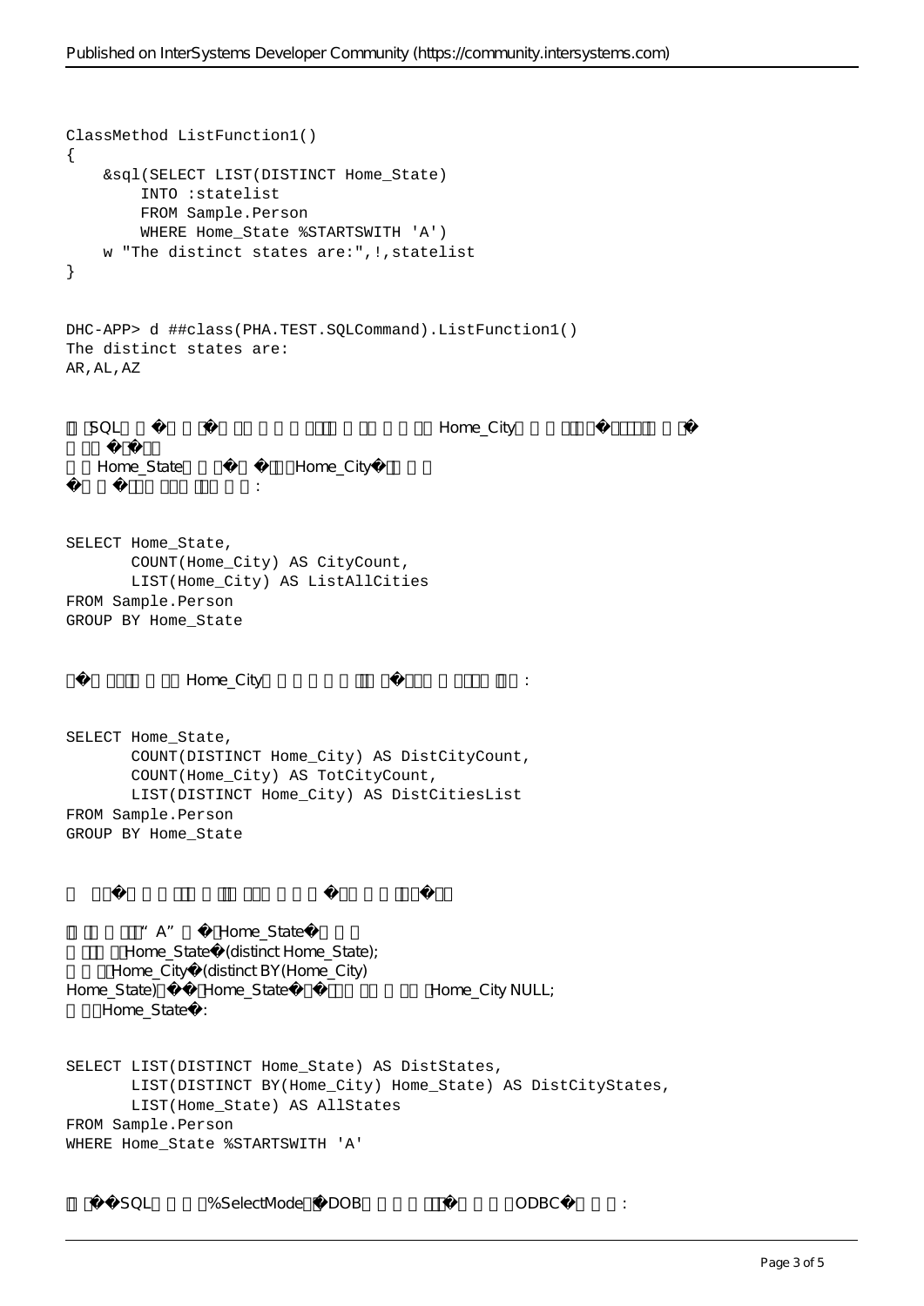```
ClassMethod ListFunction1()
{
    &sql(SELECT LIST(DISTINCT Home_State)
        INTO :statelist
        FROM Sample.Person
        WHERE Home_State %STARTSWITH 'A')
    w "The distinct states are:",!,statelist
}
```

```
DHC-APP> d ##class(PHA.TEST.SQLCommand).ListFunction1()
The distinct states are:
AR,AL,AZ
```

□ □SQL □ □ � □ □ � □ □ □ □ □ □□□ □ □□ □ □ □□ Home_City □ □ □ □□□ � □□□□ □ �
□ □□ � □□
□ □Home_State □ □ □ � □□ □Home_City � □ □ □
� □ □ � □□□ □□□ □□□ □ □ :

```
SELECT Home_State,
       COUNT(Home_City) AS CityCount,
       LIST(Home_City) AS ListAllCities
FROM Sample.Person
GROUP BY Home_State
```

□ � □ □□□□ □ □□ Home_City □ □ □ □ □ □□□ □ � □□□ □ □□□□ □□ :

```
SELECT Home_State,
       COUNT(DISTINCT Home_City) AS DistCityCount,
       COUNT(Home_City) AS TotCityCount,
       LIST(DISTINCT Home_City) AS DistCitiesList
FROM Sample.Person
GROUP BY Home_State
```

□ □□ � □ □ □□□ □ □□□ □□□ □ □ □ � □ □ □ □□□ � □□

□ □ □ □□□ "A" □ � □Home_State � □ □ □
□ □□□ □□Home_State � (distinct Home_State);
□ □ □ □□Home_City � (distinct BY(Home_City)
Home_State) □ � � □Home_State � □ � □ □□ □ □ □ □ □Home_City NULL;
□ □ □□Home_State � :

```
SELECT LIST(DISTINCT Home_State) AS DistStates,
       LIST(DISTINCT BY(Home_City) Home_State) AS DistCityStates,
       LIST(Home_State) AS AllStates
FROM Sample.Person
WHERE Home_State %STARTSWITH 'A'
```

□ □ � � SQL □ □ □ □%SelectMode □ � DOB □ □ □ □ □□ � □ □ □ □ □ODBC � □ □ □ :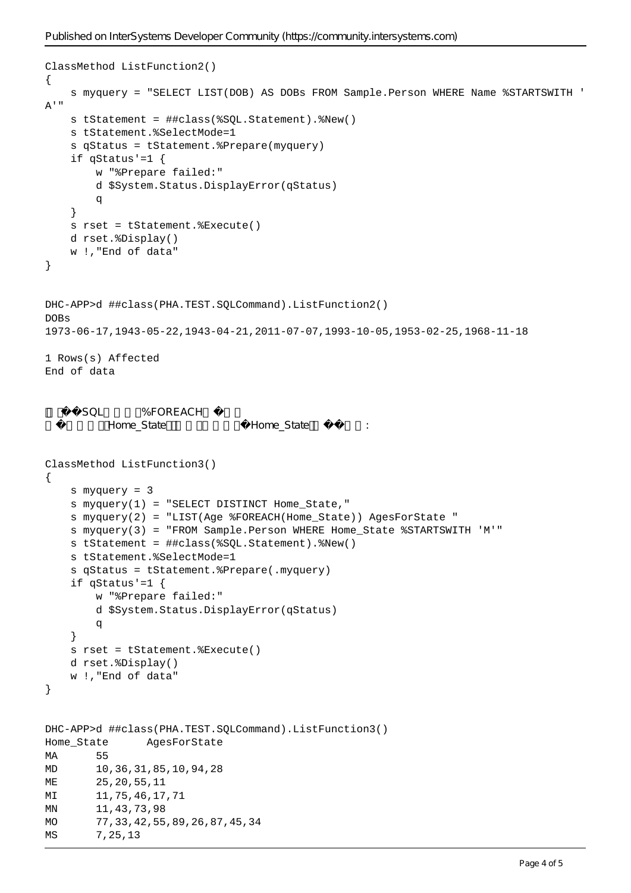```
ClassMethod ListFunction2()
{
    s myquery = "SELECT LIST(DOB) AS DOBs FROM Sample.Person WHERE Name %STARTSWITH '
A'"
    s tStatement = ##class(%SQL.Statement).%New()
    s tStatement.%SelectMode=1
    s qStatus = tStatement.%Prepare(myquery)
    if qStatus'=1 {
        w "%Prepare failed:"
        d $System.Status.DisplayError(qStatus)
        q
    }
    s rset = tStatement.%Execute()
    d rset.%Display()
    w !,"End of data"
}
```

```
DHC-APP>d ##class(PHA.TEST.SQLCommand).ListFunction2()
DOBs
1973-06-17,1943-05-22,1943-04-21,2011-07-07,1993-10-05,1953-02-25,1968-11-18

1 Rows(s) Affected
End of data
```

��SQL %FOREACH�

�Home_State �Home_State��:

```
ClassMethod ListFunction3()
{
    s myquery = 3
    s myquery(1) = "SELECT DISTINCT Home_State,"
    s myquery(2) = "LIST(Age %FOREACH(Home_State)) AgesForState "
    s myquery(3) = "FROM Sample.Person WHERE Home_State %STARTSWITH 'M'"
    s tStatement = ##class(%SQL.Statement).%New()
    s tStatement.%SelectMode=1
    s qStatus = tStatement.%Prepare(.myquery)
    if qStatus'=1 {
        w "%Prepare failed:"
        d $System.Status.DisplayError(qStatus)
        q
    }
    s rset = tStatement.%Execute()
    d rset.%Display()
    w !,"End of data"
}
```

```
DHC-APP>d ##class(PHA.TEST.SQLCommand).ListFunction3()
Home_State      AgesForState
MA      55
MD      10,36,31,85,10,94,28
ME      25,20,55,11
MI      11,75,46,17,71
MN      11,43,73,98
MO      77,33,42,55,89,26,87,45,34
MS      7,25,13
```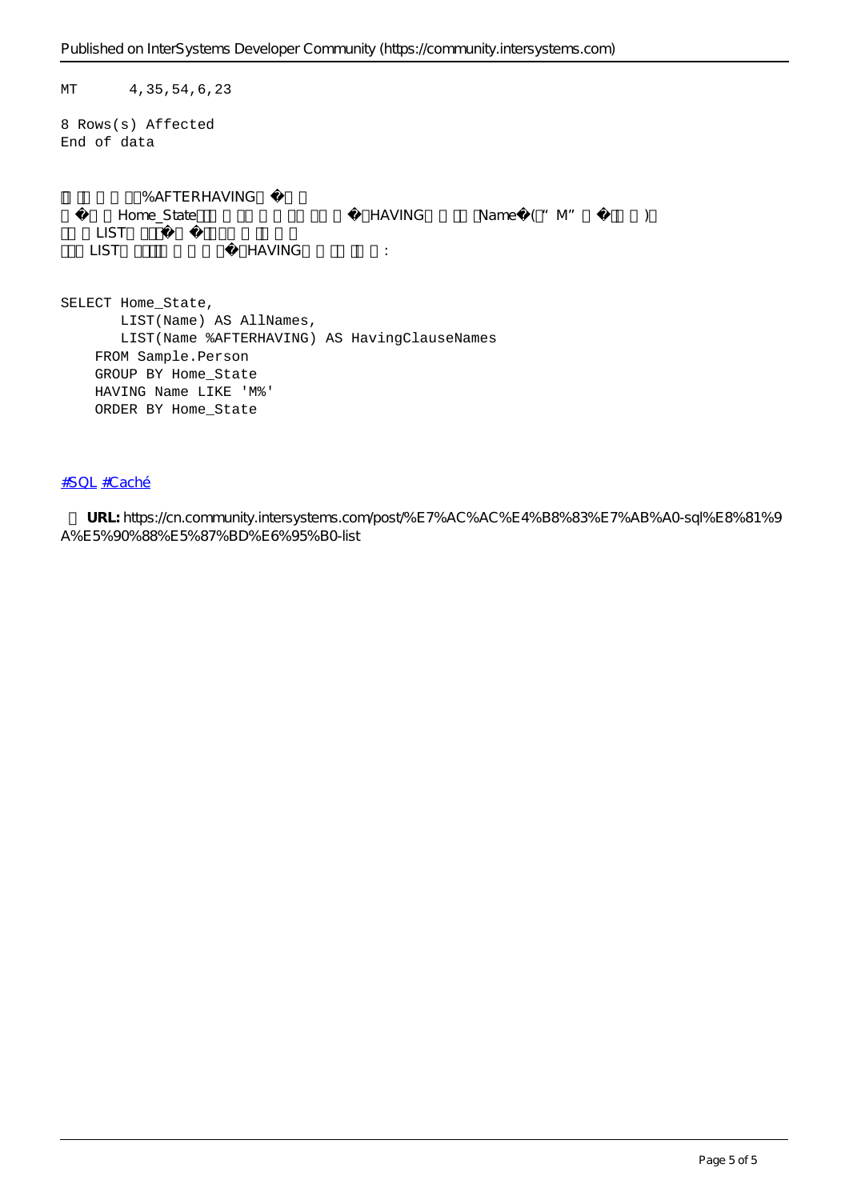```
MT      4,35,54,6,23

8 Rows(s) Affected
End of data
```

%AFTERHAVING

Home_State HAVING Name (“M” )
LIST
LIST HAVING :

```
SELECT Home_State,
       LIST(Name) AS AllNames,
       LIST(Name %AFTERHAVING) AS HavingClauseNames
    FROM Sample.Person
    GROUP BY Home_State
    HAVING Name LIKE 'M%'
    ORDER BY Home_State
```

#SQL #Caché

**URL:** https://cn.community.intersystems.com/post/%E7%AC%AC%E4%B8%83%E7%AB%A0-sql%E8%81%9A%E5%90%88%E5%87%BD%E6%95%B0-list